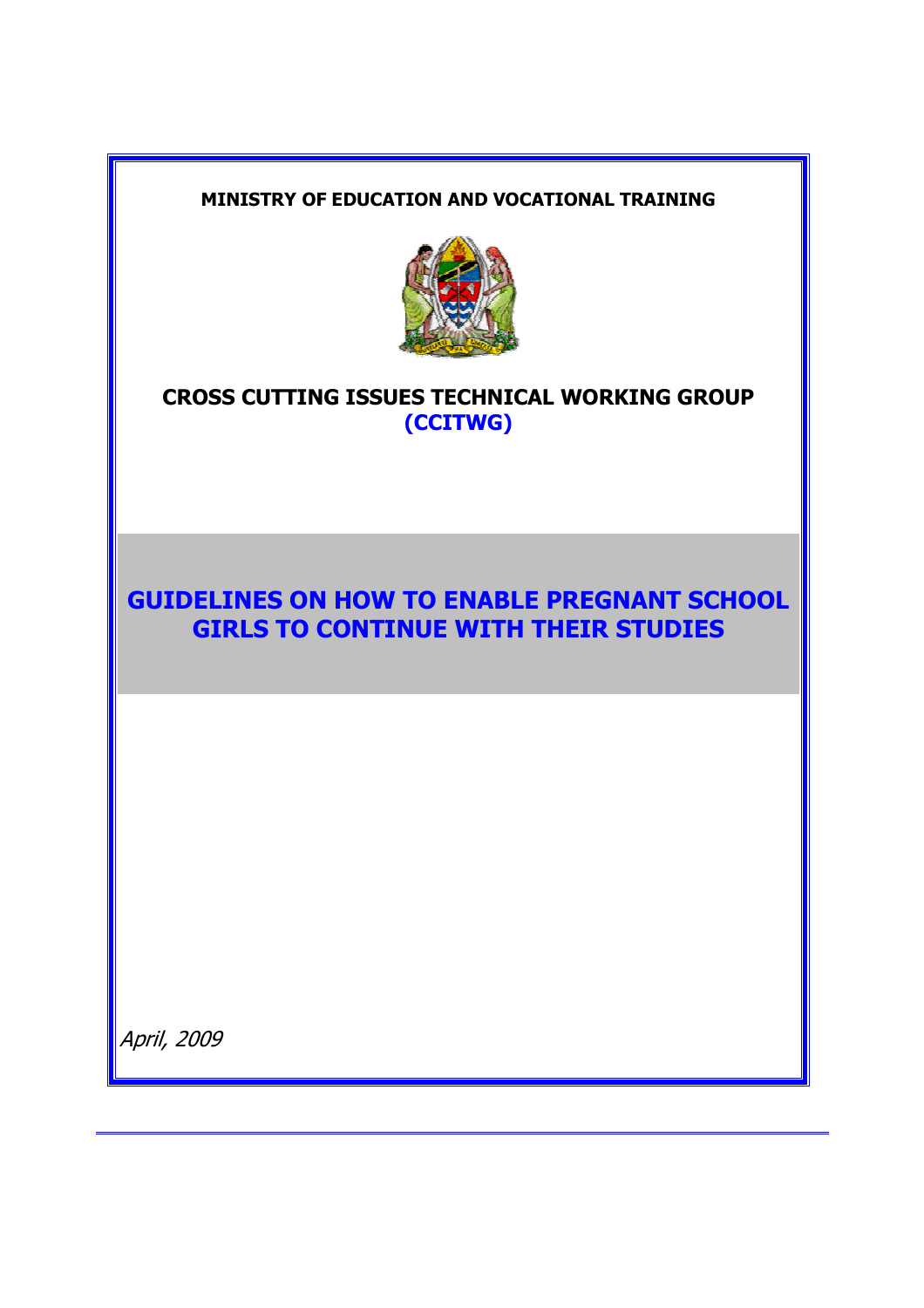**MINISTRY OF EDUCATION AND VOCATIONAL TRAINING**

**CROSS CUTTING ISSUES TECHNICAL WORKING GROUP (CCITWG)**

# GUIDELINES ON HOW TO ENABLE PREGNANT SCHOOL GIRLS TO CONTINUE WITH THEIR STUDIES

*April, 2009*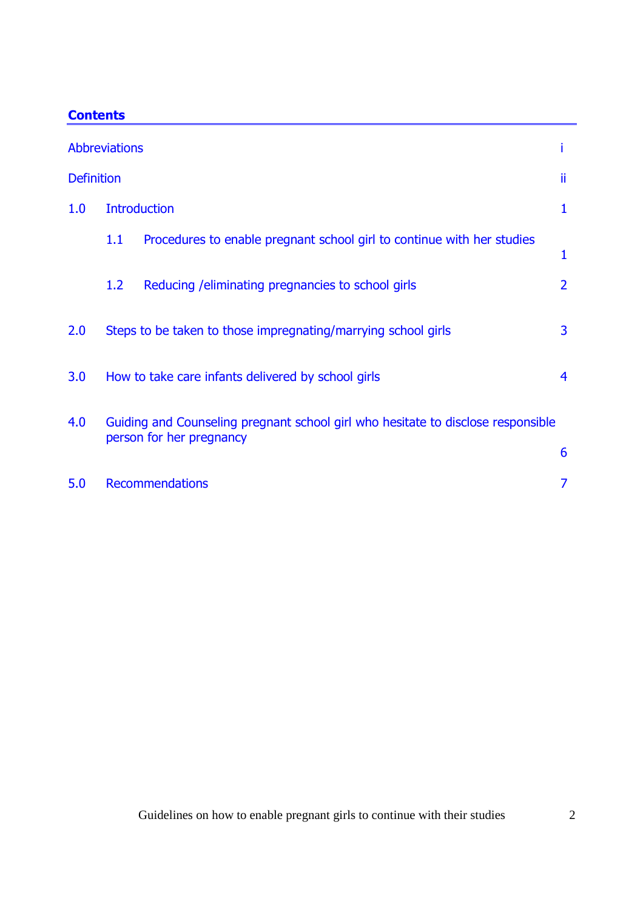## Contents

| | |
|---|---|
| Abbreviations | i |
| Definition | ii |
| 1.0 Introduction | 1 |
| 1.1 Procedures to enable pregnant school girl to continue with her studies | 1 |
| 1.2 Reducing /eliminating pregnancies to school girls | 2 |
| 2.0 Steps to be taken to those impregnating/marrying school girls | 3 |
| 3.0 How to take care infants delivered by school girls | 4 |
| 4.0 Guiding and Counseling pregnant school girl who hesitate to disclose responsible person for her pregnancy | 6 |
| 5.0 Recommendations | 7 |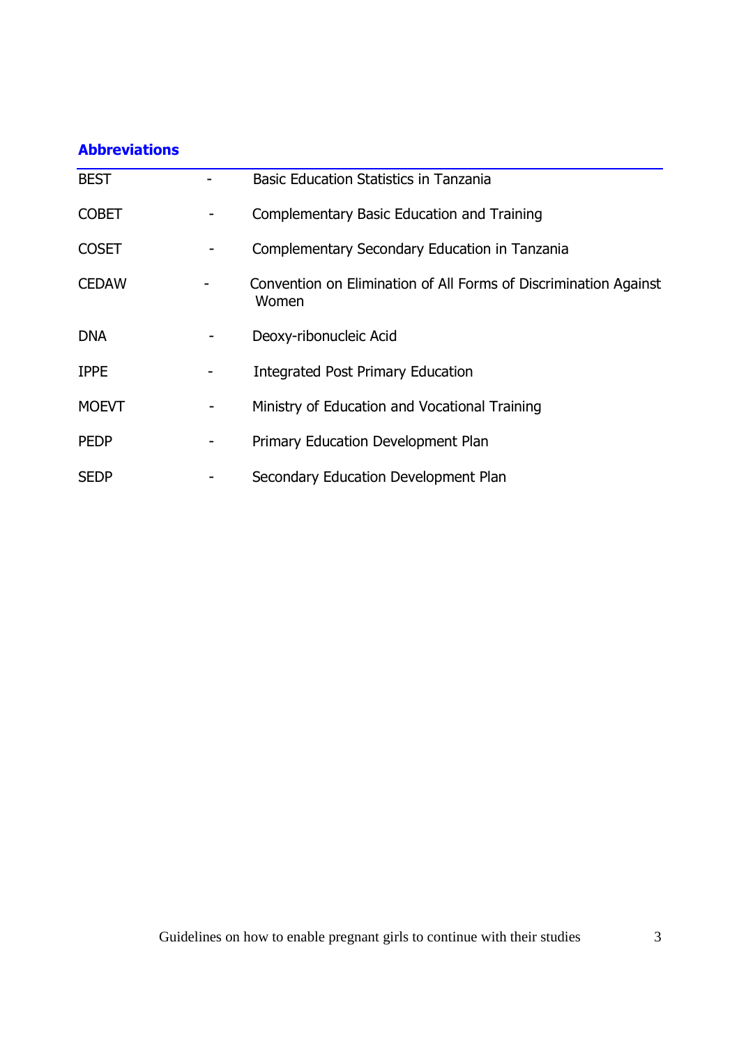## Abbreviations

| | | |
|---|---|---|
| BEST | - | Basic Education Statistics in Tanzania |
| COBET | - | Complementary Basic Education and Training |
| COSET | - | Complementary Secondary Education in Tanzania |
| CEDAW | - | Convention on Elimination of All Forms of Discrimination Against Women |
| DNA | - | Deoxy-ribonucleic Acid |
| IPPE | - | Integrated Post Primary Education |
| MOEVT | - | Ministry of Education and Vocational Training |
| PEDP | - | Primary Education Development Plan |
| SEDP | - | Secondary Education Development Plan |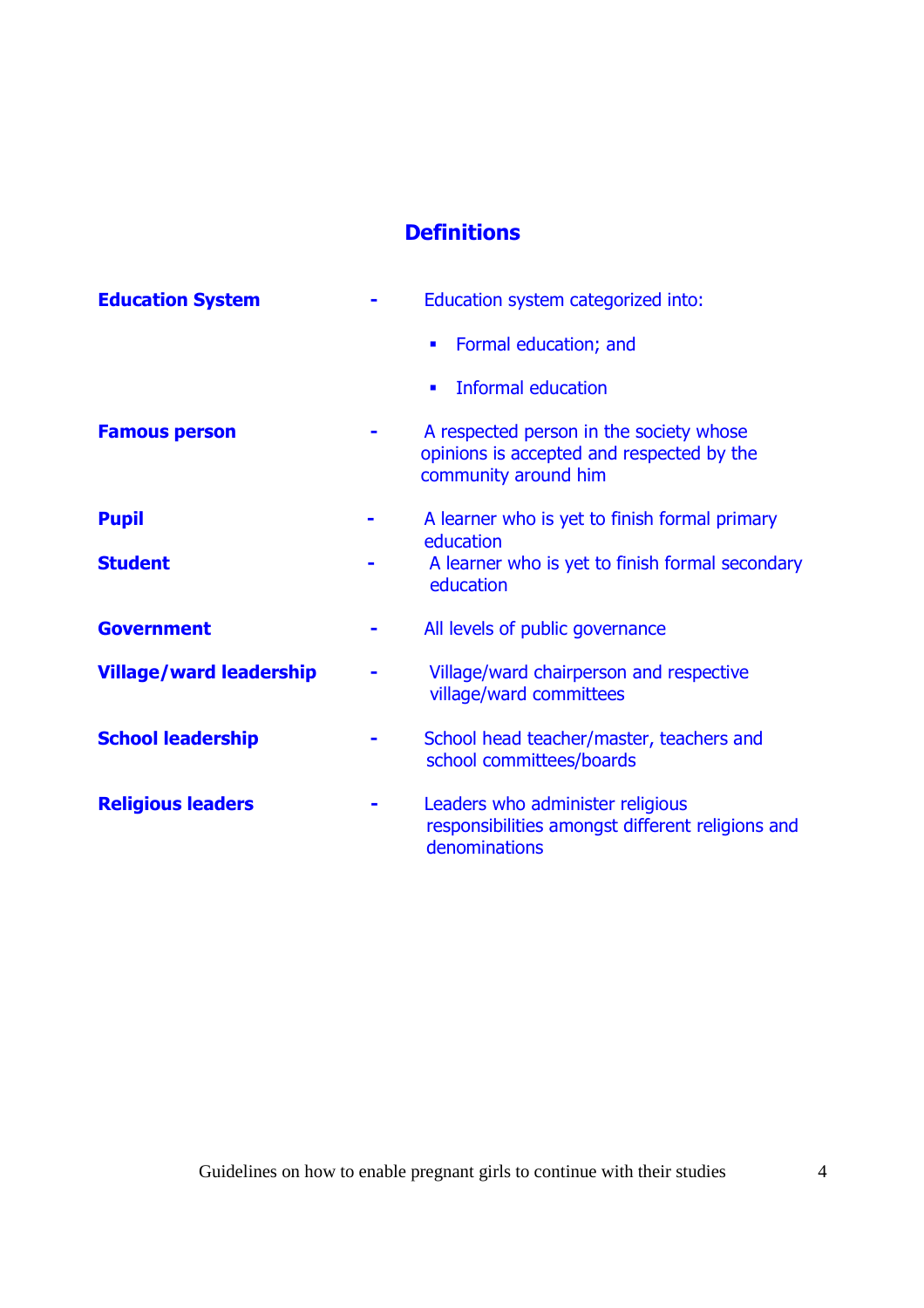## Definitions

**Education System** - Education system categorized into:

- Formal education; and
- Informal education

**Famous person** - A respected person in the society whose opinions is accepted and respected by the community around him

**Pupil** - A learner who is yet to finish formal primary education

**Student** - A learner who is yet to finish formal secondary education

**Government** - All levels of public governance

**Village/ward leadership** - Village/ward chairperson and respective village/ward committees

**School leadership** - School head teacher/master, teachers and school committees/boards

**Religious leaders** - Leaders who administer religious responsibilities amongst different religions and denominations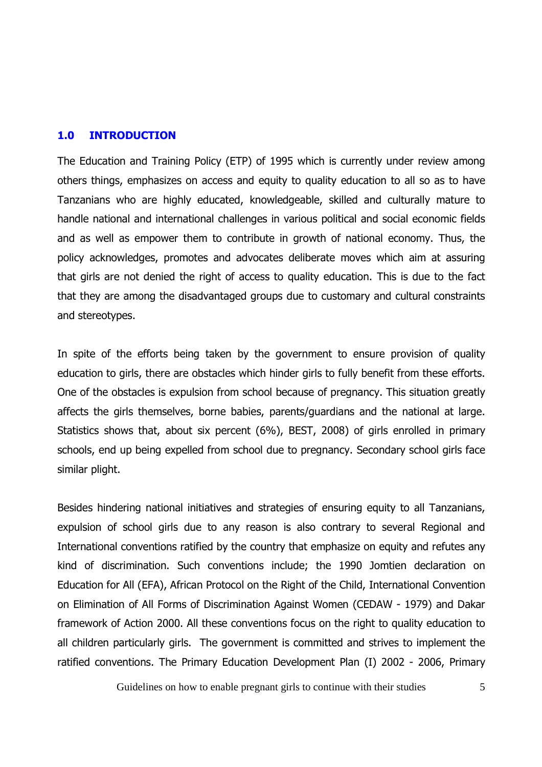## 1.0 INTRODUCTION

The Education and Training Policy (ETP) of 1995 which is currently under review among others things, emphasizes on access and equity to quality education to all so as to have Tanzanians who are highly educated, knowledgeable, skilled and culturally mature to handle national and international challenges in various political and social economic fields and as well as empower them to contribute in growth of national economy. Thus, the policy acknowledges, promotes and advocates deliberate moves which aim at assuring that girls are not denied the right of access to quality education. This is due to the fact that they are among the disadvantaged groups due to customary and cultural constraints and stereotypes.

In spite of the efforts being taken by the government to ensure provision of quality education to girls, there are obstacles which hinder girls to fully benefit from these efforts. One of the obstacles is expulsion from school because of pregnancy. This situation greatly affects the girls themselves, borne babies, parents/guardians and the national at large. Statistics shows that, about six percent (6%), BEST, 2008) of girls enrolled in primary schools, end up being expelled from school due to pregnancy. Secondary school girls face similar plight.

Besides hindering national initiatives and strategies of ensuring equity to all Tanzanians, expulsion of school girls due to any reason is also contrary to several Regional and International conventions ratified by the country that emphasize on equity and refutes any kind of discrimination. Such conventions include; the 1990 Jomtien declaration on Education for All (EFA), African Protocol on the Right of the Child, International Convention on Elimination of All Forms of Discrimination Against Women (CEDAW - 1979) and Dakar framework of Action 2000. All these conventions focus on the right to quality education to all children particularly girls. The government is committed and strives to implement the ratified conventions. The Primary Education Development Plan (I) 2002 - 2006, Primary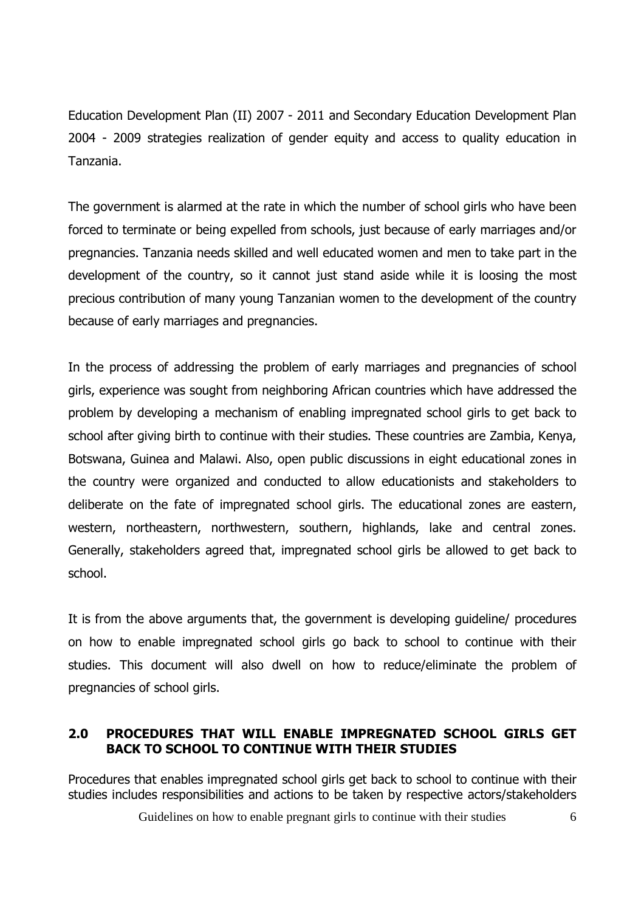Education Development Plan (II) 2007 - 2011 and Secondary Education Development Plan 2004 - 2009 strategies realization of gender equity and access to quality education in Tanzania.

The government is alarmed at the rate in which the number of school girls who have been forced to terminate or being expelled from schools, just because of early marriages and/or pregnancies. Tanzania needs skilled and well educated women and men to take part in the development of the country, so it cannot just stand aside while it is loosing the most precious contribution of many young Tanzanian women to the development of the country because of early marriages and pregnancies.

In the process of addressing the problem of early marriages and pregnancies of school girls, experience was sought from neighboring African countries which have addressed the problem by developing a mechanism of enabling impregnated school girls to get back to school after giving birth to continue with their studies. These countries are Zambia, Kenya, Botswana, Guinea and Malawi. Also, open public discussions in eight educational zones in the country were organized and conducted to allow educationists and stakeholders to deliberate on the fate of impregnated school girls. The educational zones are eastern, western, northeastern, northwestern, southern, highlands, lake and central zones. Generally, stakeholders agreed that, impregnated school girls be allowed to get back to school.

It is from the above arguments that, the government is developing guideline/ procedures on how to enable impregnated school girls go back to school to continue with their studies. This document will also dwell on how to reduce/eliminate the problem of pregnancies of school girls.

## 2.0 PROCEDURES THAT WILL ENABLE IMPREGNATED SCHOOL GIRLS GET BACK TO SCHOOL TO CONTINUE WITH THEIR STUDIES

Procedures that enables impregnated school girls get back to school to continue with their studies includes responsibilities and actions to be taken by respective actors/stakeholders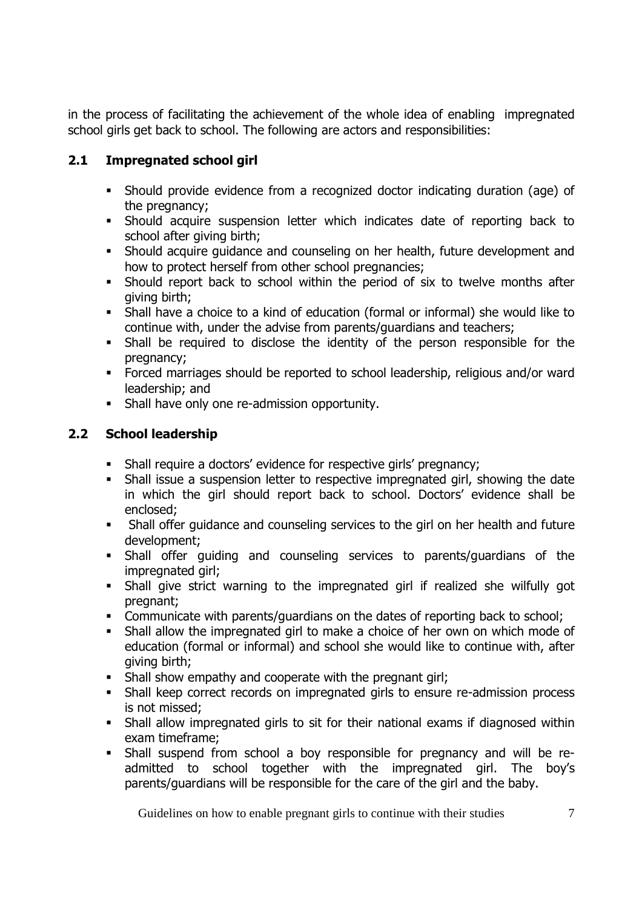in the process of facilitating the achievement of the whole idea of enabling impregnated school girls get back to school. The following are actors and responsibilities:

### 2.1 Impregnated school girl

- Should provide evidence from a recognized doctor indicating duration (age) of the pregnancy;
- Should acquire suspension letter which indicates date of reporting back to school after giving birth;
- Should acquire guidance and counseling on her health, future development and how to protect herself from other school pregnancies;
- Should report back to school within the period of six to twelve months after giving birth;
- Shall have a choice to a kind of education (formal or informal) she would like to continue with, under the advise from parents/guardians and teachers;
- Shall be required to disclose the identity of the person responsible for the pregnancy;
- Forced marriages should be reported to school leadership, religious and/or ward leadership; and
- Shall have only one re-admission opportunity.

### 2.2 School leadership

- Shall require a doctors' evidence for respective girls' pregnancy;
- Shall issue a suspension letter to respective impregnated girl, showing the date in which the girl should report back to school. Doctors' evidence shall be enclosed;
- Shall offer guidance and counseling services to the girl on her health and future development;
- Shall offer guiding and counseling services to parents/guardians of the impregnated girl;
- Shall give strict warning to the impregnated girl if realized she wilfully got pregnant;
- Communicate with parents/guardians on the dates of reporting back to school;
- Shall allow the impregnated girl to make a choice of her own on which mode of education (formal or informal) and school she would like to continue with, after giving birth;
- Shall show empathy and cooperate with the pregnant girl;
- Shall keep correct records on impregnated girls to ensure re-admission process is not missed;
- Shall allow impregnated girls to sit for their national exams if diagnosed within exam timeframe;
- Shall suspend from school a boy responsible for pregnancy and will be re-admitted to school together with the impregnated girl. The boy's parents/guardians will be responsible for the care of the girl and the baby.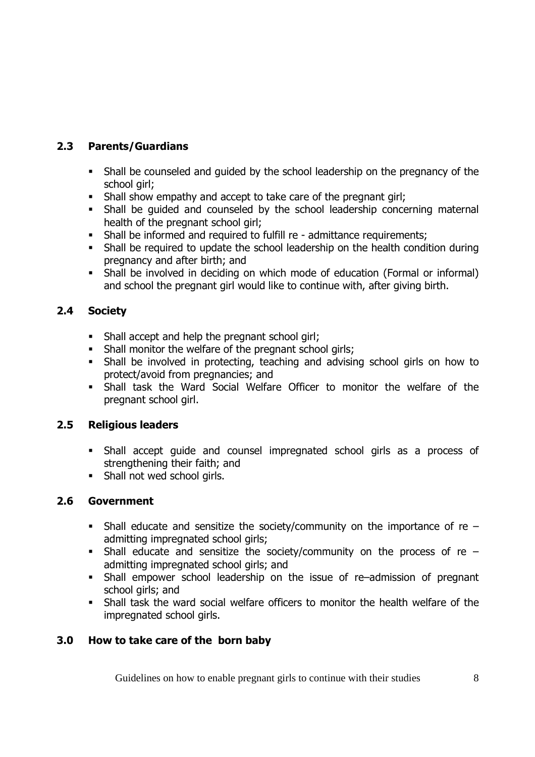### 2.3 Parents/Guardians

- Shall be counseled and guided by the school leadership on the pregnancy of the school girl;
- Shall show empathy and accept to take care of the pregnant girl;
- Shall be guided and counseled by the school leadership concerning maternal health of the pregnant school girl;
- Shall be informed and required to fulfill re - admittance requirements;
- Shall be required to update the school leadership on the health condition during pregnancy and after birth; and
- Shall be involved in deciding on which mode of education (Formal or informal) and school the pregnant girl would like to continue with, after giving birth.

### 2.4 Society

- Shall accept and help the pregnant school girl;
- Shall monitor the welfare of the pregnant school girls;
- Shall be involved in protecting, teaching and advising school girls on how to protect/avoid from pregnancies; and
- Shall task the Ward Social Welfare Officer to monitor the welfare of the pregnant school girl.

### 2.5 Religious leaders

- Shall accept guide and counsel impregnated school girls as a process of strengthening their faith; and
- Shall not wed school girls.

### 2.6 Government

- Shall educate and sensitize the society/community on the importance of re – admitting impregnated school girls;
- Shall educate and sensitize the society/community on the process of re – admitting impregnated school girls; and
- Shall empower school leadership on the issue of re–admission of pregnant school girls; and
- Shall task the ward social welfare officers to monitor the health welfare of the impregnated school girls.

## 3.0 How to take care of the born baby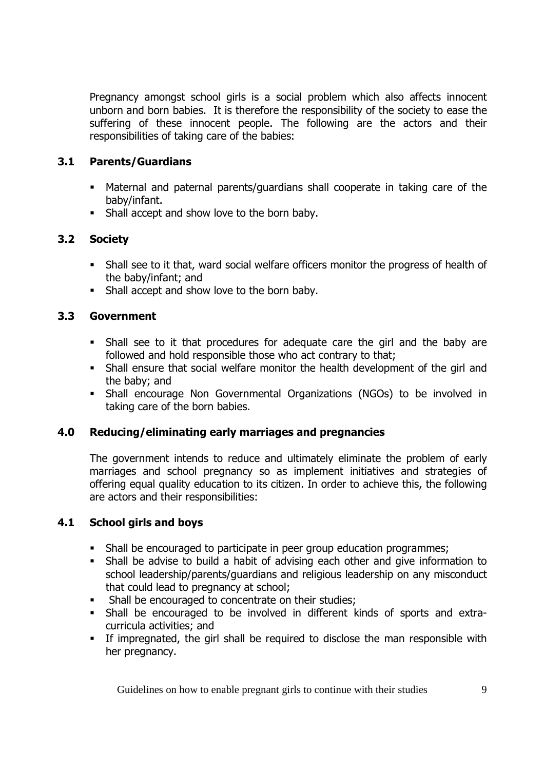Pregnancy amongst school girls is a social problem which also affects innocent unborn and born babies. It is therefore the responsibility of the society to ease the suffering of these innocent people. The following are the actors and their responsibilities of taking care of the babies:

### 3.1 Parents/Guardians

- Maternal and paternal parents/guardians shall cooperate in taking care of the baby/infant.
- Shall accept and show love to the born baby.

### 3.2 Society

- Shall see to it that, ward social welfare officers monitor the progress of health of the baby/infant; and
- Shall accept and show love to the born baby.

### 3.3 Government

- Shall see to it that procedures for adequate care the girl and the baby are followed and hold responsible those who act contrary to that;
- Shall ensure that social welfare monitor the health development of the girl and the baby; and
- Shall encourage Non Governmental Organizations (NGOs) to be involved in taking care of the born babies.

## 4.0 Reducing/eliminating early marriages and pregnancies

The government intends to reduce and ultimately eliminate the problem of early marriages and school pregnancy so as implement initiatives and strategies of offering equal quality education to its citizen. In order to achieve this, the following are actors and their responsibilities:

### 4.1 School girls and boys

- Shall be encouraged to participate in peer group education programmes;
- Shall be advise to build a habit of advising each other and give information to school leadership/parents/guardians and religious leadership on any misconduct that could lead to pregnancy at school;
- Shall be encouraged to concentrate on their studies;
- Shall be encouraged to be involved in different kinds of sports and extra-curricula activities; and
- If impregnated, the girl shall be required to disclose the man responsible with her pregnancy.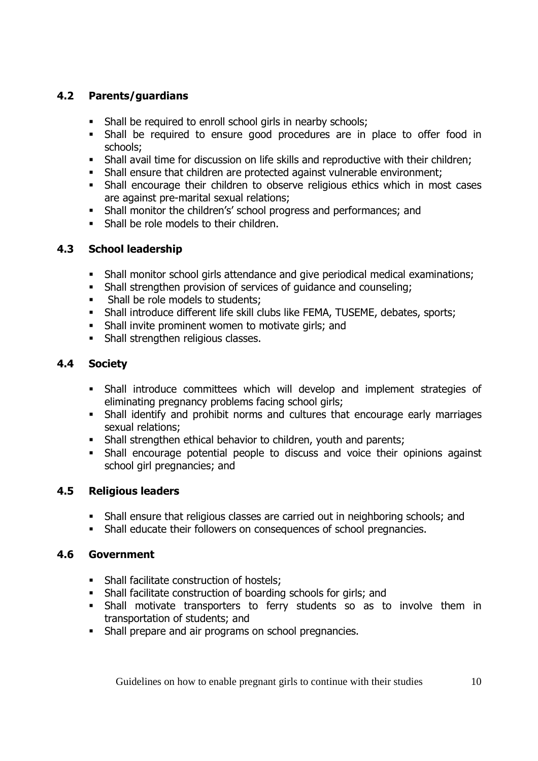### 4.2 Parents/guardians

- Shall be required to enroll school girls in nearby schools;
- Shall be required to ensure good procedures are in place to offer food in schools;
- Shall avail time for discussion on life skills and reproductive with their children;
- Shall ensure that children are protected against vulnerable environment;
- Shall encourage their children to observe religious ethics which in most cases are against pre-marital sexual relations;
- Shall monitor the children's' school progress and performances; and
- Shall be role models to their children.

### 4.3 School leadership

- Shall monitor school girls attendance and give periodical medical examinations;
- Shall strengthen provision of services of guidance and counseling;
- Shall be role models to students;
- Shall introduce different life skill clubs like FEMA, TUSEME, debates, sports;
- Shall invite prominent women to motivate girls; and
- Shall strengthen religious classes.

### 4.4 Society

- Shall introduce committees which will develop and implement strategies of eliminating pregnancy problems facing school girls;
- Shall identify and prohibit norms and cultures that encourage early marriages sexual relations;
- Shall strengthen ethical behavior to children, youth and parents;
- Shall encourage potential people to discuss and voice their opinions against school girl pregnancies; and

### 4.5 Religious leaders

- Shall ensure that religious classes are carried out in neighboring schools; and
- Shall educate their followers on consequences of school pregnancies.

### 4.6 Government

- Shall facilitate construction of hostels;
- Shall facilitate construction of boarding schools for girls; and
- Shall motivate transporters to ferry students so as to involve them in transportation of students; and
- Shall prepare and air programs on school pregnancies.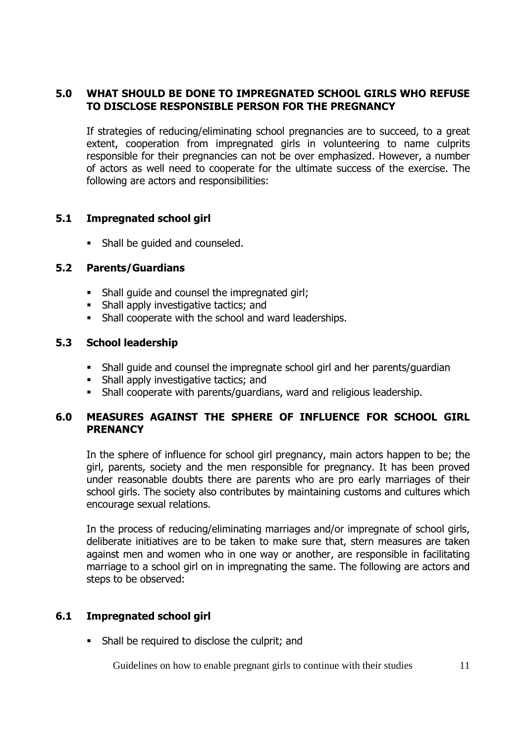## 5.0 WHAT SHOULD BE DONE TO IMPREGNATED SCHOOL GIRLS WHO REFUSE TO DISCLOSE RESPONSIBLE PERSON FOR THE PREGNANCY

If strategies of reducing/eliminating school pregnancies are to succeed, to a great extent, cooperation from impregnated girls in volunteering to name culprits responsible for their pregnancies can not be over emphasized. However, a number of actors as well need to cooperate for the ultimate success of the exercise. The following are actors and responsibilities:

### 5.1 Impregnated school girl

- Shall be guided and counseled.

### 5.2 Parents/Guardians

- Shall guide and counsel the impregnated girl;
- Shall apply investigative tactics; and
- Shall cooperate with the school and ward leaderships.

### 5.3 School leadership

- Shall guide and counsel the impregnate school girl and her parents/guardian
- Shall apply investigative tactics; and
- Shall cooperate with parents/guardians, ward and religious leadership.

## 6.0 MEASURES AGAINST THE SPHERE OF INFLUENCE FOR SCHOOL GIRL PRENANCY

In the sphere of influence for school girl pregnancy, main actors happen to be; the girl, parents, society and the men responsible for pregnancy. It has been proved under reasonable doubts there are parents who are pro early marriages of their school girls. The society also contributes by maintaining customs and cultures which encourage sexual relations.

In the process of reducing/eliminating marriages and/or impregnate of school girls, deliberate initiatives are to be taken to make sure that, stern measures are taken against men and women who in one way or another, are responsible in facilitating marriage to a school girl on in impregnating the same. The following are actors and steps to be observed:

### 6.1 Impregnated school girl

- Shall be required to disclose the culprit; and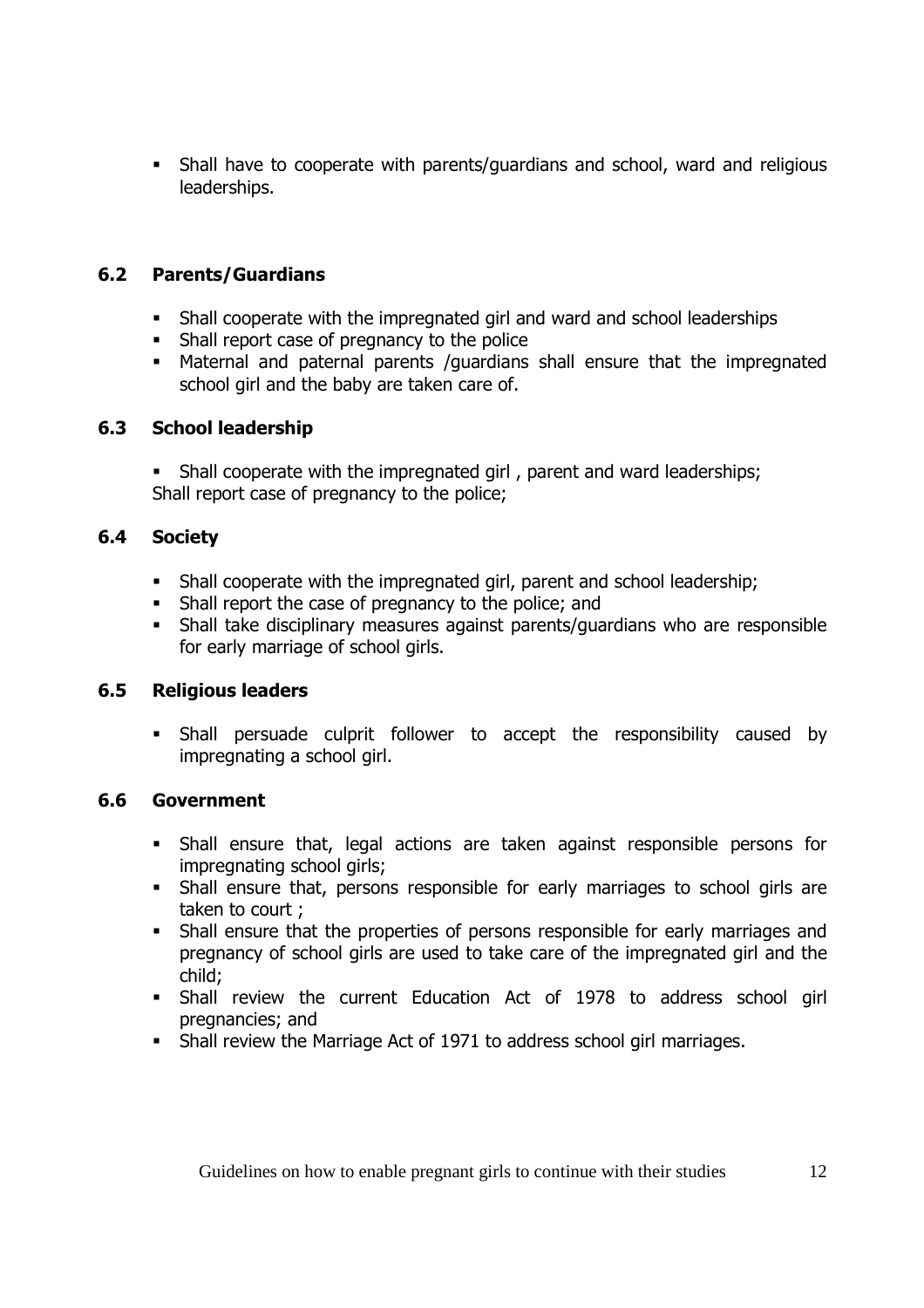- Shall have to cooperate with parents/guardians and school, ward and religious leaderships.

### 6.2 Parents/Guardians

- Shall cooperate with the impregnated girl and ward and school leaderships
- Shall report case of pregnancy to the police
- Maternal and paternal parents /guardians shall ensure that the impregnated school girl and the baby are taken care of.

### 6.3 School leadership

- Shall cooperate with the impregnated girl , parent and ward leaderships;

Shall report case of pregnancy to the police;

### 6.4 Society

- Shall cooperate with the impregnated girl, parent and school leadership;
- Shall report the case of pregnancy to the police; and
- Shall take disciplinary measures against parents/guardians who are responsible for early marriage of school girls.

### 6.5 Religious leaders

- Shall persuade culprit follower to accept the responsibility caused by impregnating a school girl.

### 6.6 Government

- Shall ensure that, legal actions are taken against responsible persons for impregnating school girls;
- Shall ensure that, persons responsible for early marriages to school girls are taken to court ;
- Shall ensure that the properties of persons responsible for early marriages and pregnancy of school girls are used to take care of the impregnated girl and the child;
- Shall review the current Education Act of 1978 to address school girl pregnancies; and
- Shall review the Marriage Act of 1971 to address school girl marriages.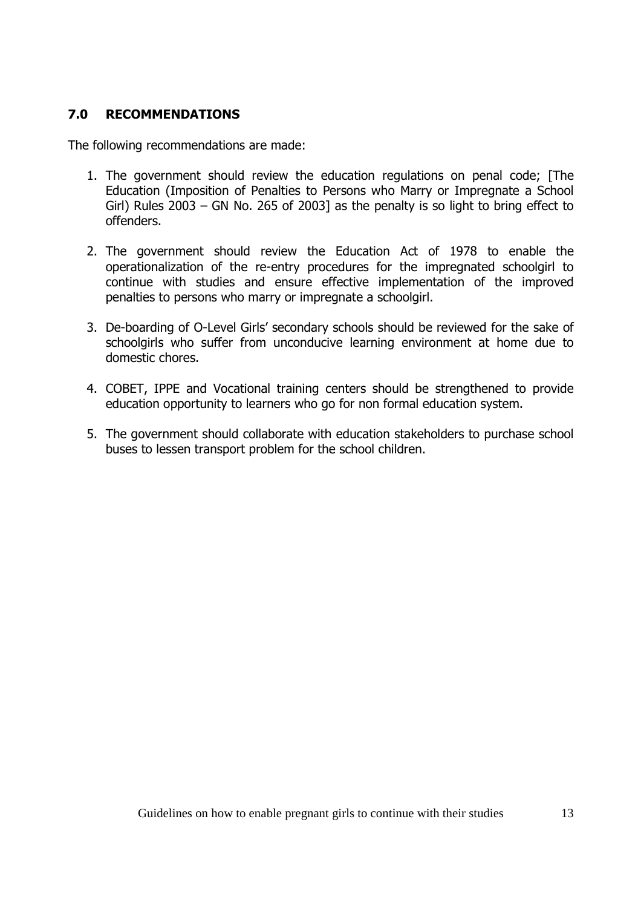## 7.0 RECOMMENDATIONS

The following recommendations are made:

1. The government should review the education regulations on penal code; [The Education (Imposition of Penalties to Persons who Marry or Impregnate a School Girl) Rules 2003 – GN No. 265 of 2003] as the penalty is so light to bring effect to offenders.

2. The government should review the Education Act of 1978 to enable the operationalization of the re-entry procedures for the impregnated schoolgirl to continue with studies and ensure effective implementation of the improved penalties to persons who marry or impregnate a schoolgirl.

3. De-boarding of O-Level Girls' secondary schools should be reviewed for the sake of schoolgirls who suffer from unconducive learning environment at home due to domestic chores.

4. COBET, IPPE and Vocational training centers should be strengthened to provide education opportunity to learners who go for non formal education system.

5. The government should collaborate with education stakeholders to purchase school buses to lessen transport problem for the school children.